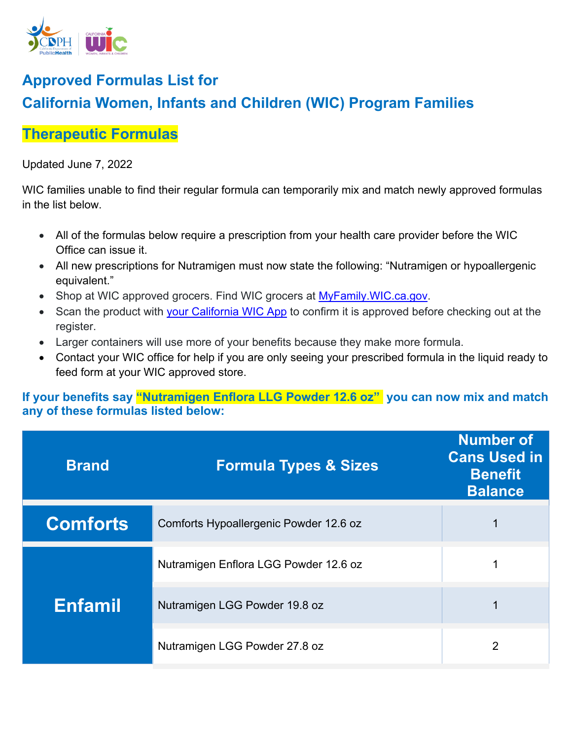# Approved Formulas List for California Women, Infants and Children (WIC) Program Families

## Therapeutic Formulas

Updated June 7, 2022

WIC families unable to find their regular formula can temporarily mix and match newly approved formulas in the list below.

- All of the formulas below require a prescription from your health care provider before the WIC Office can issue it.
- All new prescriptions for Nutramigen must now state the following: "Nutramigen or hypoallergenic equivalent."
- Shop at WIC approved grocers. Find WIC grocers at MyFamily.WIC.ca.gov.
- Scan the product with your California WIC App to confirm it is approved before checking out at the register.
- Larger containers will use more of your benefits because they make more formula.
- Contact your WIC office for help if you are only seeing your prescribed formula in the liquid ready to feed form at your WIC approved store.

### If your benefits say "Nutramigen Enflora LLG Powder 12.6 oz" you can now mix and match any of these formulas listed below:

| Brand | Formula Types & Sizes | Number of Cans Used in Benefit Balance |
|---|---|---|
| Comforts | Comforts Hypoallergenic Powder 12.6 oz | 1 |
| Enfamil | Nutramigen Enflora LGG Powder 12.6 oz | 1 |
| | Nutramigen LGG Powder 19.8 oz | 1 |
| | Nutramigen LGG Powder 27.8 oz | 2 |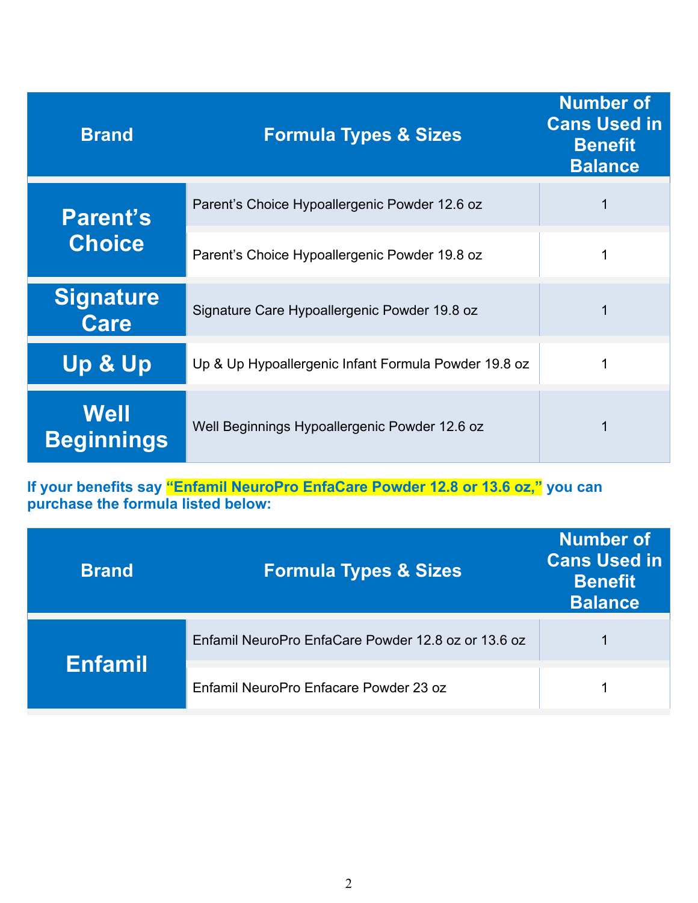| Brand | Formula Types & Sizes | Number of Cans Used in Benefit Balance |
| --- | --- | --- |
| Parent's Choice | Parent's Choice Hypoallergenic Powder 12.6 oz | 1 |
| | Parent's Choice Hypoallergenic Powder 19.8 oz | 1 |
| Signature Care | Signature Care Hypoallergenic Powder 19.8 oz | 1 |
| Up & Up | Up & Up Hypoallergenic Infant Formula Powder 19.8 oz | 1 |
| Well Beginnings | Well Beginnings Hypoallergenic Powder 12.6 oz | 1 |

**If your benefits say "Enfamil NeuroPro EnfaCare Powder 12.8 or 13.6 oz," you can purchase the formula listed below:**

| Brand | Formula Types & Sizes | Number of Cans Used in Benefit Balance |
| --- | --- | --- |
| Enfamil | Enfamil NeuroPro EnfaCare Powder 12.8 oz or 13.6 oz | 1 |
| | Enfamil NeuroPro Enfacare Powder 23 oz | 1 |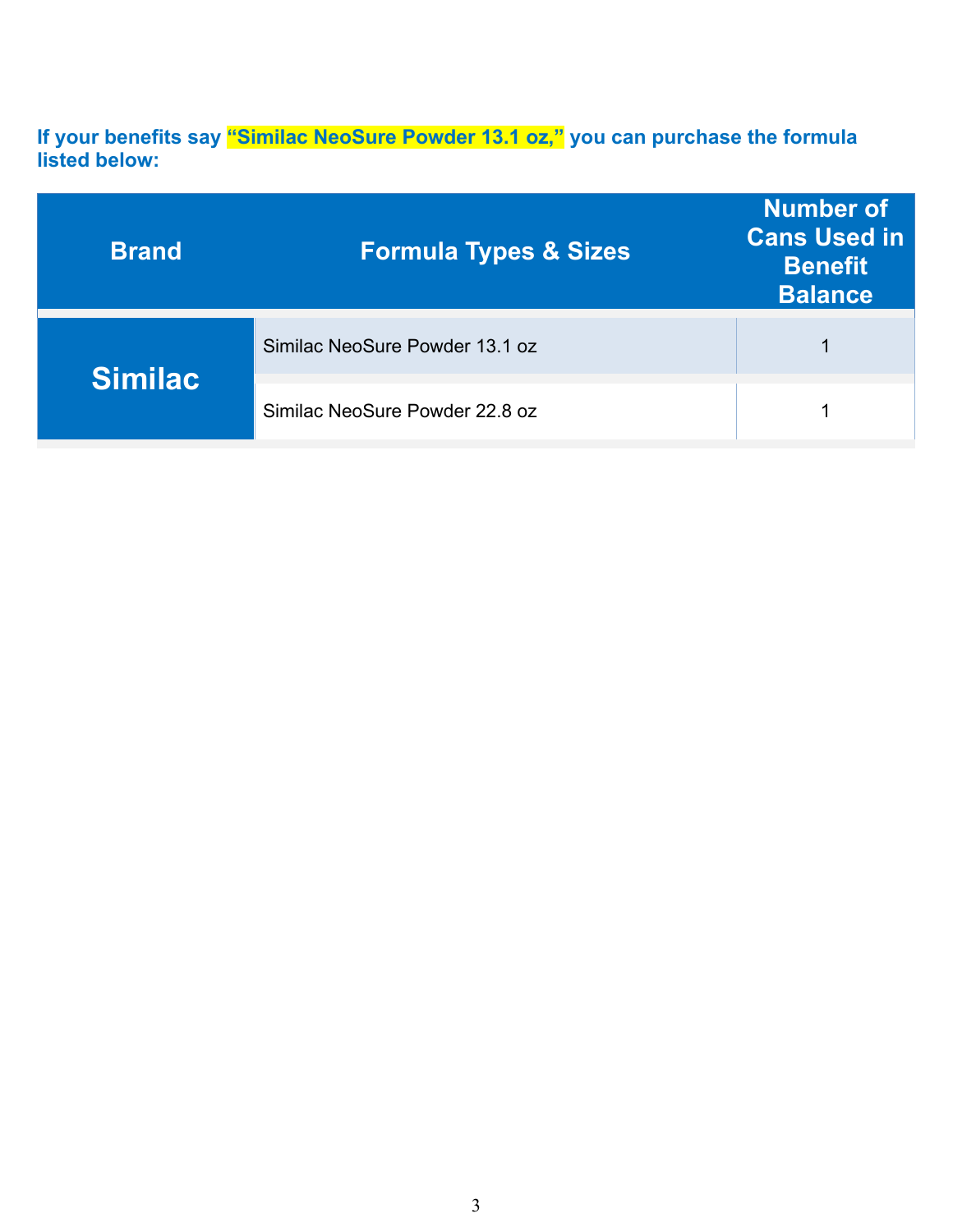**If your benefits say "Similac NeoSure Powder 13.1 oz," you can purchase the formula listed below:**

| Brand | Formula Types & Sizes | Number of Cans Used in Benefit Balance |
|---|---|---|
| Similac | Similac NeoSure Powder 13.1 oz | 1 |
| | Similac NeoSure Powder 22.8 oz | 1 |